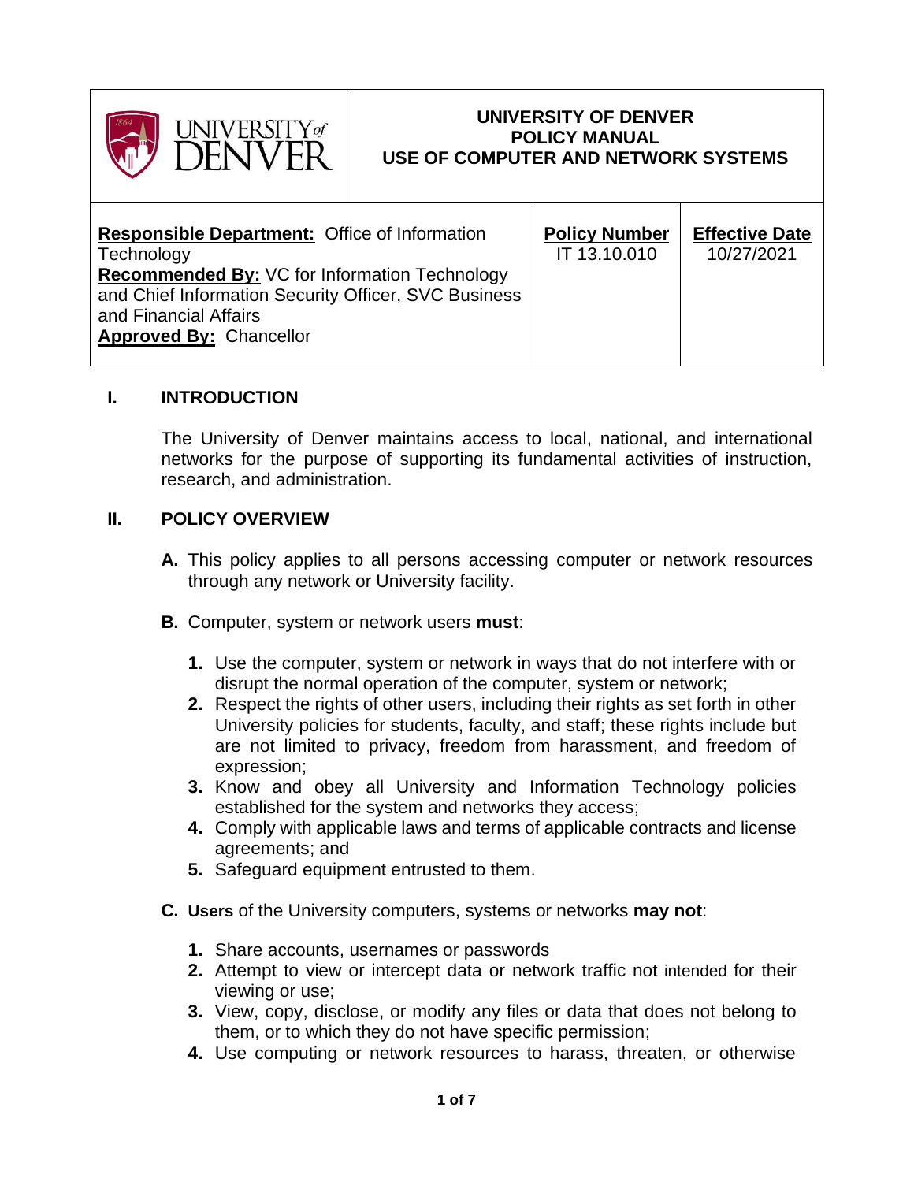| UNIVERSITY of DENVER | UNIVERSITY OF DENVER<br>POLICY MANUAL<br>USE OF COMPUTER AND NETWORK SYSTEMS | |
|---|---|---|
| **Responsible Department:** Office of Information Technology<br>**Recommended By:** VC for Information Technology and Chief Information Security Officer, SVC Business and Financial Affairs<br>**Approved By:** Chancellor | **Policy Number**<br>IT 13.10.010 | **Effective Date**<br>10/27/2021 |

## I. INTRODUCTION

The University of Denver maintains access to local, national, and international networks for the purpose of supporting its fundamental activities of instruction, research, and administration.

## II. POLICY OVERVIEW

**A.** This policy applies to all persons accessing computer or network resources through any network or University facility.

**B.** Computer, system or network users **must**:

1. Use the computer, system or network in ways that do not interfere with or disrupt the normal operation of the computer, system or network;
2. Respect the rights of other users, including their rights as set forth in other University policies for students, faculty, and staff; these rights include but are not limited to privacy, freedom from harassment, and freedom of expression;
3. Know and obey all University and Information Technology policies established for the system and networks they access;
4. Comply with applicable laws and terms of applicable contracts and license agreements; and
5. Safeguard equipment entrusted to them.

**C.** **Users** of the University computers, systems or networks **may not**:

1. Share accounts, usernames or passwords
2. Attempt to view or intercept data or network traffic not intended for their viewing or use;
3. View, copy, disclose, or modify any files or data that does not belong to them, or to which they do not have specific permission;
4. Use computing or network resources to harass, threaten, or otherwise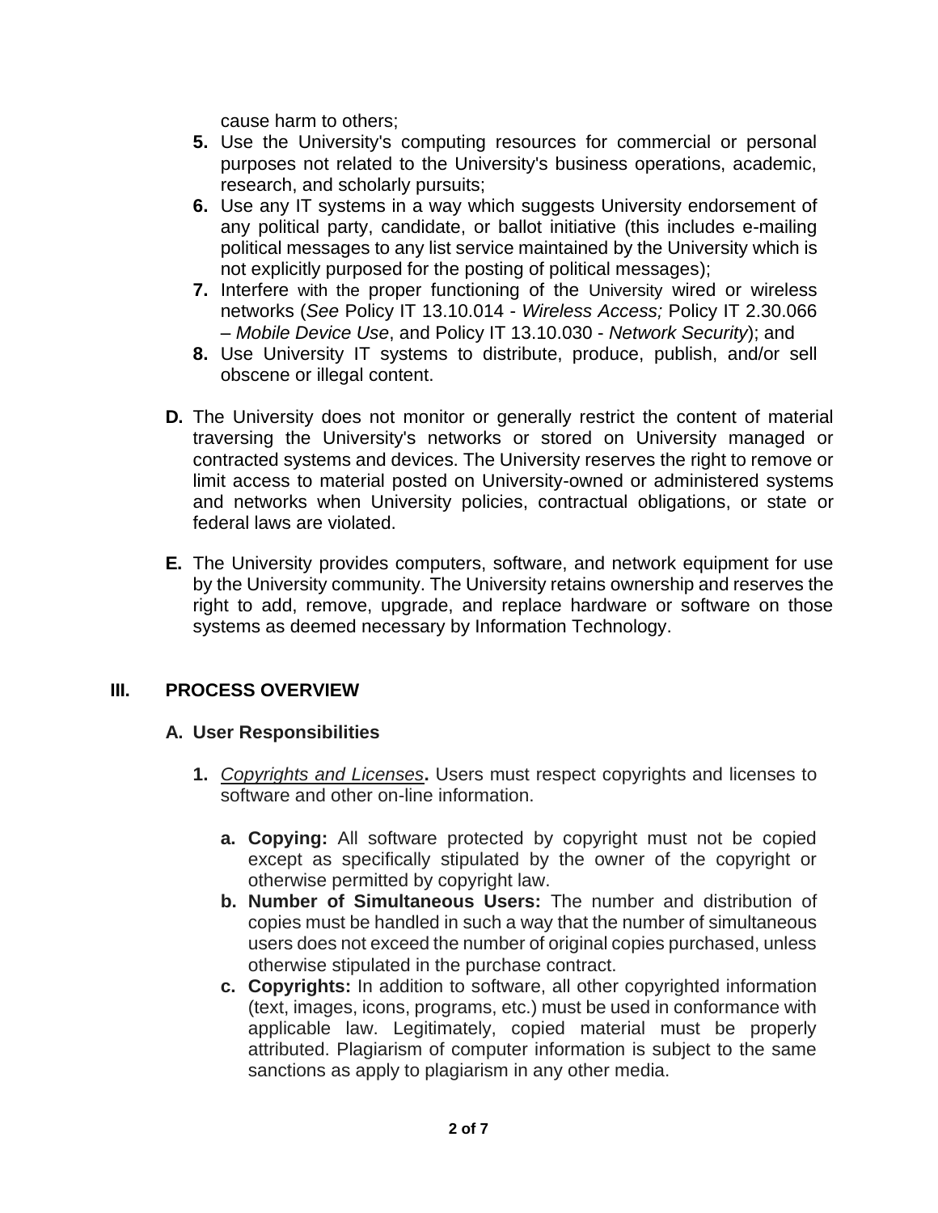cause harm to others;

5. Use the University's computing resources for commercial or personal purposes not related to the University's business operations, academic, research, and scholarly pursuits;
6. Use any IT systems in a way which suggests University endorsement of any political party, candidate, or ballot initiative (this includes e-mailing political messages to any list service maintained by the University which is not explicitly purposed for the posting of political messages);
7. Interfere with the proper functioning of the University wired or wireless networks (*See* Policy IT 13.10.014 - *Wireless Access;* Policy IT 2.30.066 – *Mobile Device Use*, and Policy IT 13.10.030 - *Network Security*); and
8. Use University IT systems to distribute, produce, publish, and/or sell obscene or illegal content.

**D.** The University does not monitor or generally restrict the content of material traversing the University's networks or stored on University managed or contracted systems and devices. The University reserves the right to remove or limit access to material posted on University-owned or administered systems and networks when University policies, contractual obligations, or state or federal laws are violated.

**E.** The University provides computers, software, and network equipment for use by the University community. The University retains ownership and reserves the right to add, remove, upgrade, and replace hardware or software on those systems as deemed necessary by Information Technology.

## III. PROCESS OVERVIEW

### A. User Responsibilities

1. *Copyrights and Licenses***.** Users must respect copyrights and licenses to software and other on-line information.

   a. **Copying:** All software protected by copyright must not be copied except as specifically stipulated by the owner of the copyright or otherwise permitted by copyright law.

   b. **Number of Simultaneous Users:** The number and distribution of copies must be handled in such a way that the number of simultaneous users does not exceed the number of original copies purchased, unless otherwise stipulated in the purchase contract.

   c. **Copyrights:** In addition to software, all other copyrighted information (text, images, icons, programs, etc.) must be used in conformance with applicable law. Legitimately, copied material must be properly attributed. Plagiarism of computer information is subject to the same sanctions as apply to plagiarism in any other media.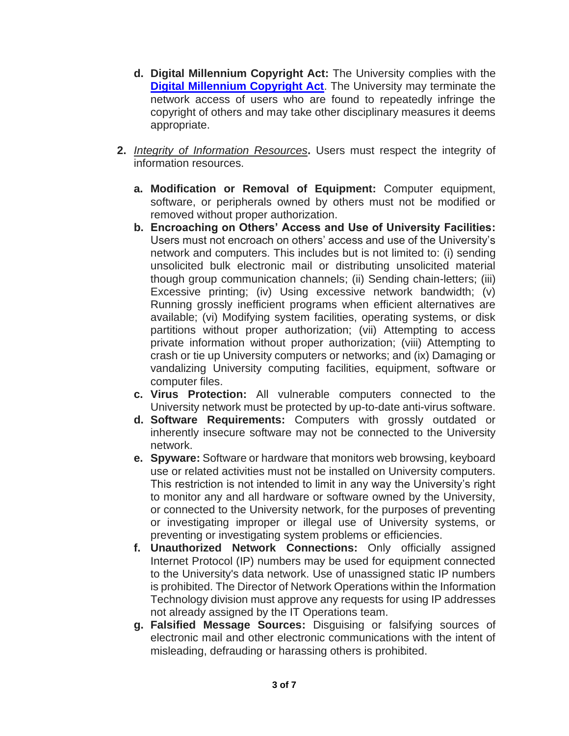d. **Digital Millennium Copyright Act:** The University complies with the **Digital Millennium Copyright Act**. The University may terminate the network access of users who are found to repeatedly infringe the copyright of others and may take other disciplinary measures it deems appropriate.

2. *Integrity of Information Resources*. Users must respect the integrity of information resources.

   a. **Modification or Removal of Equipment:** Computer equipment, software, or peripherals owned by others must not be modified or removed without proper authorization.
   b. **Encroaching on Others' Access and Use of University Facilities:** Users must not encroach on others' access and use of the University's network and computers. This includes but is not limited to: (i) sending unsolicited bulk electronic mail or distributing unsolicited material though group communication channels; (ii) Sending chain-letters; (iii) Excessive printing; (iv) Using excessive network bandwidth; (v) Running grossly inefficient programs when efficient alternatives are available; (vi) Modifying system facilities, operating systems, or disk partitions without proper authorization; (vii) Attempting to access private information without proper authorization; (viii) Attempting to crash or tie up University computers or networks; and (ix) Damaging or vandalizing University computing facilities, equipment, software or computer files.
   c. **Virus Protection:** All vulnerable computers connected to the University network must be protected by up-to-date anti-virus software.
   d. **Software Requirements:** Computers with grossly outdated or inherently insecure software may not be connected to the University network.
   e. **Spyware:** Software or hardware that monitors web browsing, keyboard use or related activities must not be installed on University computers. This restriction is not intended to limit in any way the University's right to monitor any and all hardware or software owned by the University, or connected to the University network, for the purposes of preventing or investigating improper or illegal use of University systems, or preventing or investigating system problems or efficiencies.
   f. **Unauthorized Network Connections:** Only officially assigned Internet Protocol (IP) numbers may be used for equipment connected to the University's data network. Use of unassigned static IP numbers is prohibited. The Director of Network Operations within the Information Technology division must approve any requests for using IP addresses not already assigned by the IT Operations team.
   g. **Falsified Message Sources:** Disguising or falsifying sources of electronic mail and other electronic communications with the intent of misleading, defrauding or harassing others is prohibited.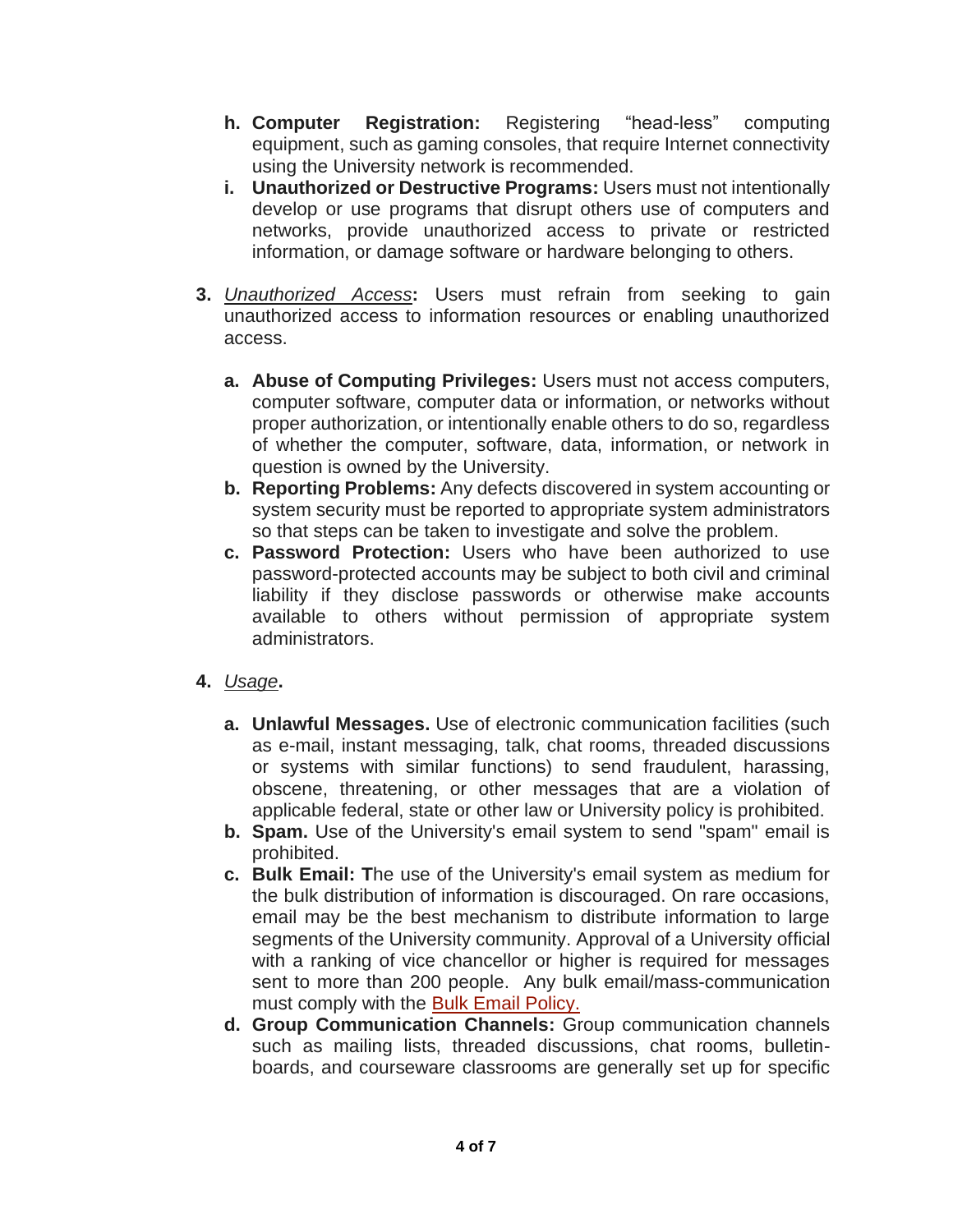h. **Computer Registration:** Registering "head-less" computing equipment, such as gaming consoles, that require Internet connectivity using the University network is recommended.
i. **Unauthorized or Destructive Programs:** Users must not intentionally develop or use programs that disrupt others use of computers and networks, provide unauthorized access to private or restricted information, or damage software or hardware belonging to others.

3. *Unauthorized Access***:** Users must refrain from seeking to gain unauthorized access to information resources or enabling unauthorized access.

   a. **Abuse of Computing Privileges:** Users must not access computers, computer software, computer data or information, or networks without proper authorization, or intentionally enable others to do so, regardless of whether the computer, software, data, information, or network in question is owned by the University.
   b. **Reporting Problems:** Any defects discovered in system accounting or system security must be reported to appropriate system administrators so that steps can be taken to investigate and solve the problem.
   c. **Password Protection:** Users who have been authorized to use password-protected accounts may be subject to both civil and criminal liability if they disclose passwords or otherwise make accounts available to others without permission of appropriate system administrators.

4. *Usage***.**

   a. **Unlawful Messages.** Use of electronic communication facilities (such as e-mail, instant messaging, talk, chat rooms, threaded discussions or systems with similar functions) to send fraudulent, harassing, obscene, threatening, or other messages that are a violation of applicable federal, state or other law or University policy is prohibited.
   b. **Spam.** Use of the University's email system to send "spam" email is prohibited.
   c. **Bulk Email: T**he use of the University's email system as medium for the bulk distribution of information is discouraged. On rare occasions, email may be the best mechanism to distribute information to large segments of the University community. Approval of a University official with a ranking of vice chancellor or higher is required for messages sent to more than 200 people. Any bulk email/mass-communication must comply with the Bulk Email Policy.
   d. **Group Communication Channels:** Group communication channels such as mailing lists, threaded discussions, chat rooms, bulletin-boards, and courseware classrooms are generally set up for specific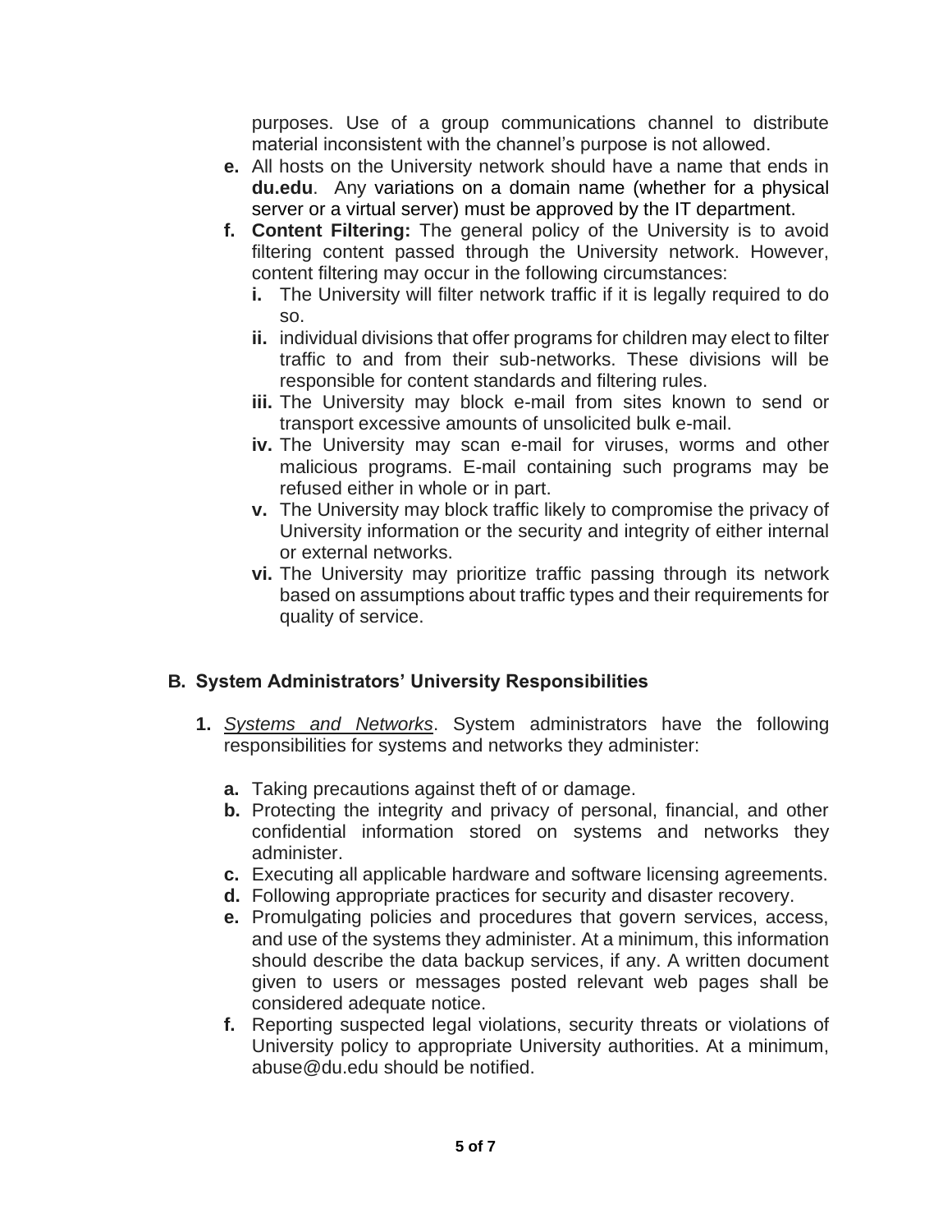purposes. Use of a group communications channel to distribute material inconsistent with the channel's purpose is not allowed.

- **e.** All hosts on the University network should have a name that ends in **du.edu**. Any variations on a domain name (whether for a physical server or a virtual server) must be approved by the IT department.
- **f.** **Content Filtering:** The general policy of the University is to avoid filtering content passed through the University network. However, content filtering may occur in the following circumstances:
  - **i.** The University will filter network traffic if it is legally required to do so.
  - **ii.** individual divisions that offer programs for children may elect to filter traffic to and from their sub-networks. These divisions will be responsible for content standards and filtering rules.
  - **iii.** The University may block e-mail from sites known to send or transport excessive amounts of unsolicited bulk e-mail.
  - **iv.** The University may scan e-mail for viruses, worms and other malicious programs. E-mail containing such programs may be refused either in whole or in part.
  - **v.** The University may block traffic likely to compromise the privacy of University information or the security and integrity of either internal or external networks.
  - **vi.** The University may prioritize traffic passing through its network based on assumptions about traffic types and their requirements for quality of service.

## B. System Administrators' University Responsibilities

**1.** *Systems and Networks*. System administrators have the following responsibilities for systems and networks they administer:

- **a.** Taking precautions against theft of or damage.
- **b.** Protecting the integrity and privacy of personal, financial, and other confidential information stored on systems and networks they administer.
- **c.** Executing all applicable hardware and software licensing agreements.
- **d.** Following appropriate practices for security and disaster recovery.
- **e.** Promulgating policies and procedures that govern services, access, and use of the systems they administer. At a minimum, this information should describe the data backup services, if any. A written document given to users or messages posted relevant web pages shall be considered adequate notice.
- **f.** Reporting suspected legal violations, security threats or violations of University policy to appropriate University authorities. At a minimum, abuse@du.edu should be notified.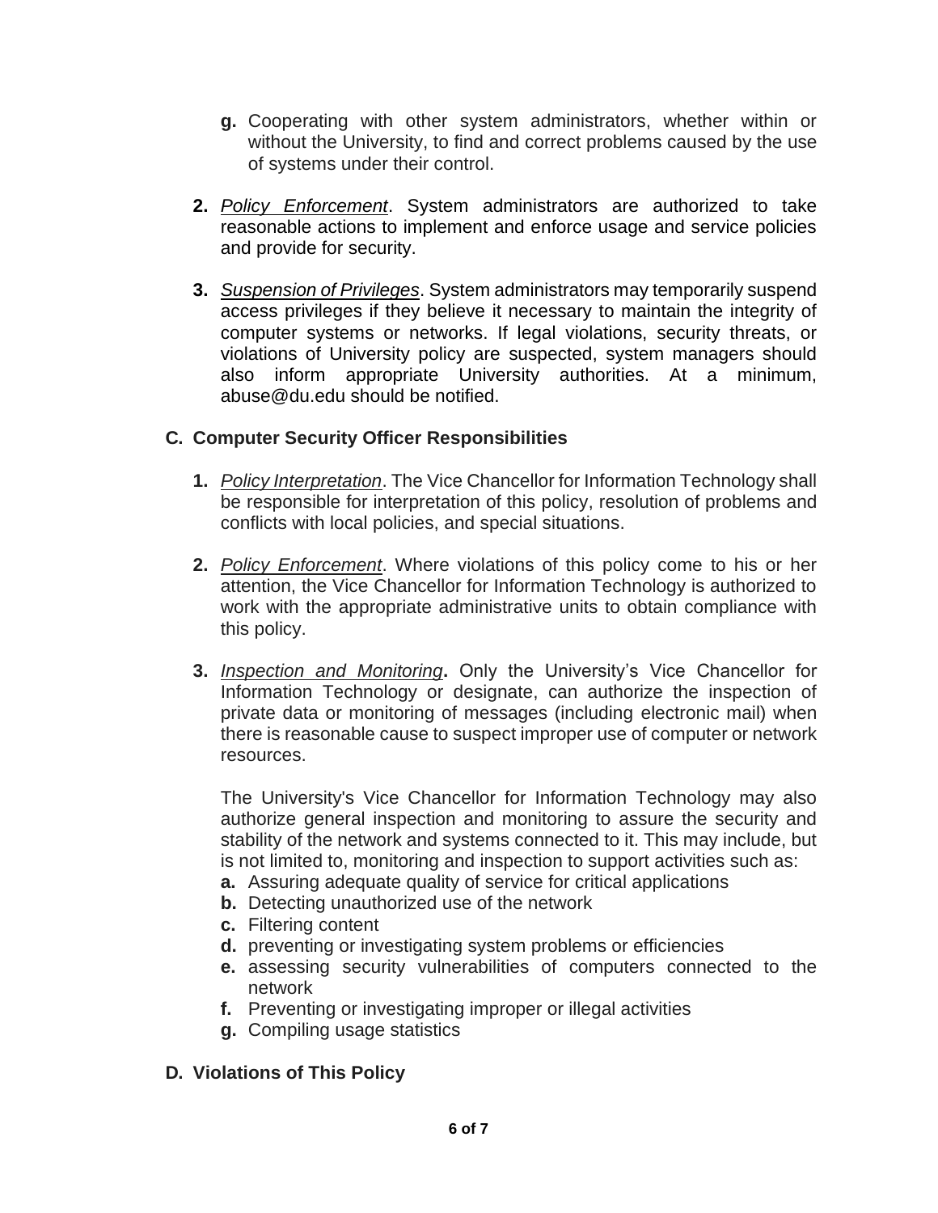**g.** Cooperating with other system administrators, whether within or without the University, to find and correct problems caused by the use of systems under their control.

**2.** *Policy Enforcement*. System administrators are authorized to take reasonable actions to implement and enforce usage and service policies and provide for security.

**3.** *Suspension of Privileges*. System administrators may temporarily suspend access privileges if they believe it necessary to maintain the integrity of computer systems or networks. If legal violations, security threats, or violations of University policy are suspected, system managers should also inform appropriate University authorities. At a minimum, abuse@du.edu should be notified.

### C. Computer Security Officer Responsibilities

**1.** *Policy Interpretation*. The Vice Chancellor for Information Technology shall be responsible for interpretation of this policy, resolution of problems and conflicts with local policies, and special situations.

**2.** *Policy Enforcement*. Where violations of this policy come to his or her attention, the Vice Chancellor for Information Technology is authorized to work with the appropriate administrative units to obtain compliance with this policy.

**3.** *Inspection and Monitoring***.** Only the University's Vice Chancellor for Information Technology or designate, can authorize the inspection of private data or monitoring of messages (including electronic mail) when there is reasonable cause to suspect improper use of computer or network resources.

The University's Vice Chancellor for Information Technology may also authorize general inspection and monitoring to assure the security and stability of the network and systems connected to it. This may include, but is not limited to, monitoring and inspection to support activities such as:

**a.** Assuring adequate quality of service for critical applications
**b.** Detecting unauthorized use of the network
**c.** Filtering content
**d.** preventing or investigating system problems or efficiencies
**e.** assessing security vulnerabilities of computers connected to the network
**f.** Preventing or investigating improper or illegal activities
**g.** Compiling usage statistics

### D. Violations of This Policy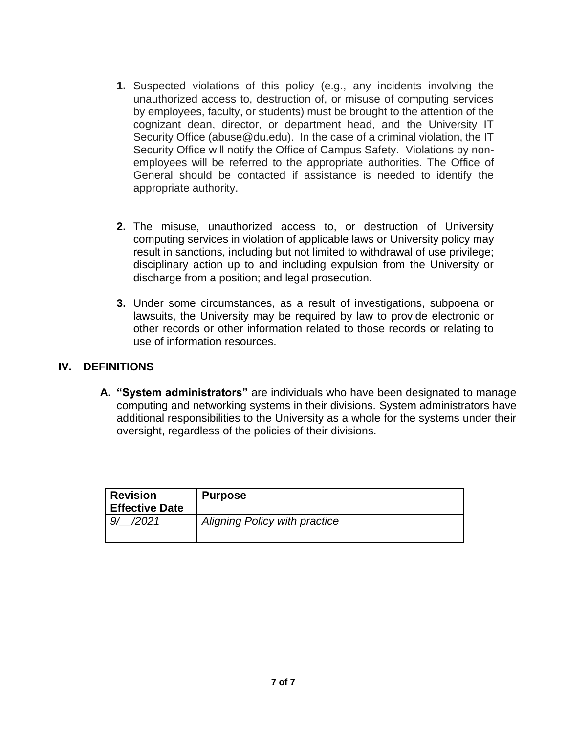1. Suspected violations of this policy (e.g., any incidents involving the unauthorized access to, destruction of, or misuse of computing services by employees, faculty, or students) must be brought to the attention of the cognizant dean, director, or department head, and the University IT Security Office (abuse@du.edu). In the case of a criminal violation, the IT Security Office will notify the Office of Campus Safety. Violations by non-employees will be referred to the appropriate authorities. The Office of General should be contacted if assistance is needed to identify the appropriate authority.

2. The misuse, unauthorized access to, or destruction of University computing services in violation of applicable laws or University policy may result in sanctions, including but not limited to withdrawal of use privilege; disciplinary action up to and including expulsion from the University or discharge from a position; and legal prosecution.

3. Under some circumstances, as a result of investigations, subpoena or lawsuits, the University may be required by law to provide electronic or other records or other information related to those records or relating to use of information resources.

## IV. DEFINITIONS

A. **"System administrators"** are individuals who have been designated to manage computing and networking systems in their divisions. System administrators have additional responsibilities to the University as a whole for the systems under their oversight, regardless of the policies of their divisions.

| **Revision Effective Date** | **Purpose** |
|---|---|
| *9/__/2021* | *Aligning Policy with practice* |